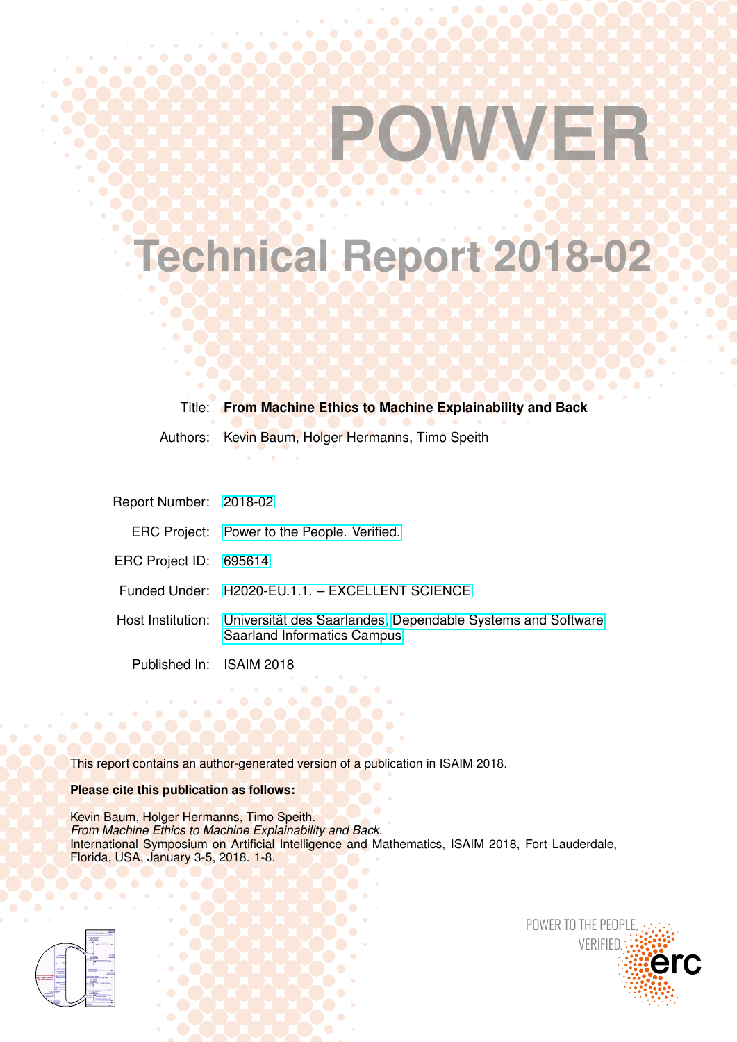# POWVER

# Technical Report 2018-02

| | |
|---|---|
| Title: | **From Machine Ethics to Machine Explainability and Back** |
| Authors: | Kevin Baum, Holger Hermanns, Timo Speith |

| | |
|---|---|
| Report Number: | 2018-02 |
| ERC Project: | Power to the People. Verified. |
| ERC Project ID: | 695614 |
| Funded Under: | H2020-EU.1.1. – EXCELLENT SCIENCE |
| Host Institution: | Universität des Saarlandes, Dependable Systems and Software Saarland Informatics Campus |
| Published In: | ISAIM 2018 |

This report contains an author-generated version of a publication in ISAIM 2018.

**Please cite this publication as follows:**

Kevin Baum, Holger Hermanns, Timo Speith.
*From Machine Ethics to Machine Explainability and Back.*
International Symposium on Artificial Intelligence and Mathematics, ISAIM 2018, Fort Lauderdale, Florida, USA, January 3-5, 2018. 1-8.

POWER TO THE PEOPLE. VERIFIED.

erc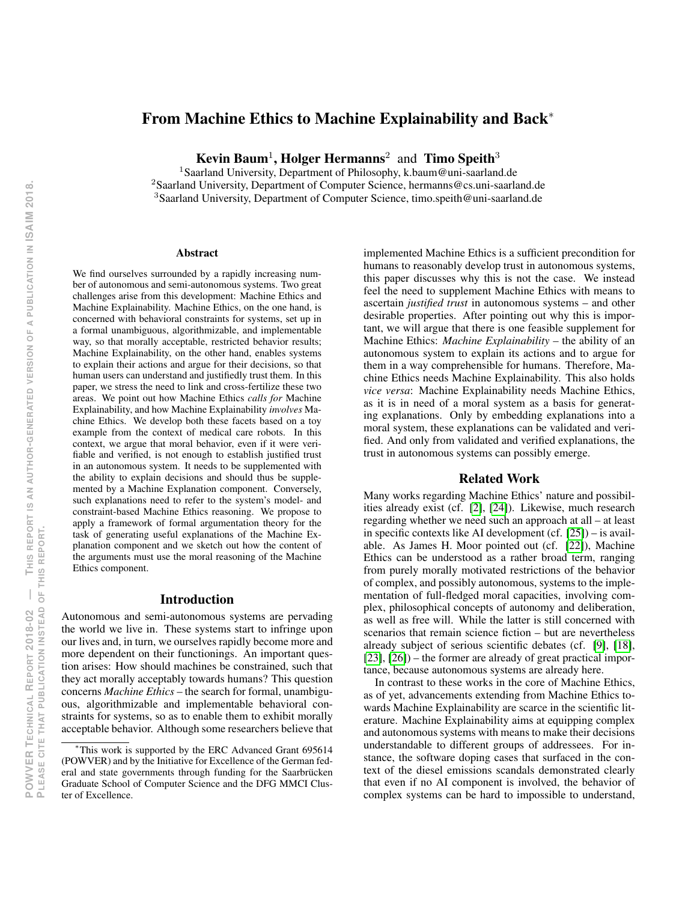# From Machine Ethics to Machine Explainability and Back*

**Kevin Baum**[1], **Holger Hermanns**[2] and **Timo Speith**[3]

[1]Saarland University, Department of Philosophy, k.baum@uni-saarland.de
[2]Saarland University, Department of Computer Science, hermanns@cs.uni-saarland.de
[3]Saarland University, Department of Computer Science, timo.speith@uni-saarland.de

## Abstract

We find ourselves surrounded by a rapidly increasing number of autonomous and semi-autonomous systems. Two great challenges arise from this development: Machine Ethics and Machine Explainability. Machine Ethics, on the one hand, is concerned with behavioral constraints for systems, set up in a formal unambiguous, algorithmizable, and implementable way, so that morally acceptable, restricted behavior results; Machine Explainability, on the other hand, enables systems to explain their actions and argue for their decisions, so that human users can understand and justifiedly trust them. In this paper, we stress the need to link and cross-fertilize these two areas. We point out how Machine Ethics *calls for* Machine Explainability, and how Machine Explainability *involves* Machine Ethics. We develop both these facets based on a toy example from the context of medical care robots. In this context, we argue that moral behavior, even if it were verifiable and verified, is not enough to establish justified trust in an autonomous system. It needs to be supplemented with the ability to explain decisions and should thus be supplemented by a Machine Explanation component. Conversely, such explanations need to refer to the system's model- and constraint-based Machine Ethics reasoning. We propose to apply a framework of formal argumentation theory for the task of generating useful explanations of the Machine Explanation component and we sketch out how the content of the arguments must use the moral reasoning of the Machine Ethics component.

## Introduction

Autonomous and semi-autonomous systems are pervading the world we live in. These systems start to infringe upon our lives and, in turn, we ourselves rapidly become more and more dependent on their functionings. An important question arises: How should machines be constrained, such that they act morally acceptably towards humans? This question concerns *Machine Ethics* – the search for formal, unambiguous, algorithmizable and implementable behavioral constraints for systems, so as to enable them to exhibit morally acceptable behavior. Although some researchers believe that implemented Machine Ethics is a sufficient precondition for humans to reasonably develop trust in autonomous systems, this paper discusses why this is not the case. We instead feel the need to supplement Machine Ethics with means to ascertain *justified trust* in autonomous systems – and other desirable properties. After pointing out why this is important, we will argue that there is one feasible supplement for Machine Ethics: *Machine Explainability* – the ability of an autonomous system to explain its actions and to argue for them in a way comprehensible for humans. Therefore, Machine Ethics needs Machine Explainability. This also holds *vice versa*: Machine Explainability needs Machine Ethics, as it is in need of a moral system as a basis for generating explanations. Only by embedding explanations into a moral system, these explanations can be validated and verified. And only from validated and verified explanations, the trust in autonomous systems can possibly emerge.

## Related Work

Many works regarding Machine Ethics' nature and possibilities already exist (cf. [2], [24]). Likewise, much research regarding whether we need such an approach at all – at least in specific contexts like AI development (cf. [25]) – is available. As James H. Moor pointed out (cf. [22]), Machine Ethics can be understood as a rather broad term, ranging from purely morally motivated restrictions of the behavior of complex, and possibly autonomous, systems to the implementation of full-fledged moral capacities, involving complex, philosophical concepts of autonomy and deliberation, as well as free will. While the latter is still concerned with scenarios that remain science fiction – but are nevertheless already subject of serious scientific debates (cf. [9], [18], [23], [26]) – the former are already of great practical importance, because autonomous systems are already here.

In contrast to these works in the core of Machine Ethics, as of yet, advancements extending from Machine Ethics towards Machine Explainability are scarce in the scientific literature. Machine Explainability aims at equipping complex and autonomous systems with means to make their decisions understandable to different groups of addressees. For instance, the software doping cases that surfaced in the context of the diesel emissions scandals demonstrated clearly that even if no AI component is involved, the behavior of complex systems can be hard to impossible to understand,

*This work is supported by the ERC Advanced Grant 695614 (POWVER) and by the Initiative for Excellence of the German federal and state governments through funding for the Saarbrücken Graduate School of Computer Science and the DFG MMCI Cluster of Excellence.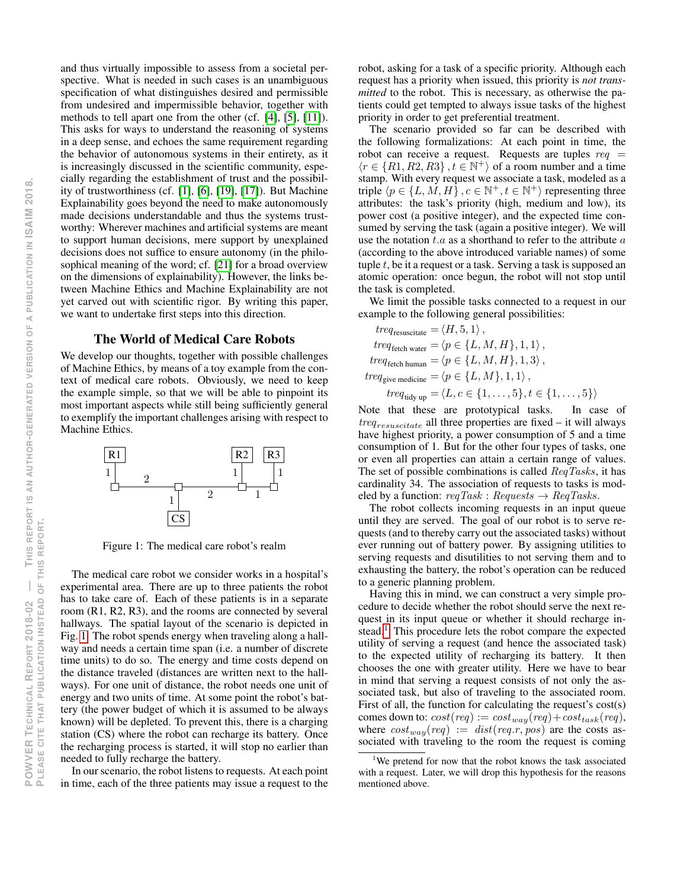and thus virtually impossible to assess from a societal perspective. What is needed in such cases is an unambiguous specification of what distinguishes desired and permissible from undesired and impermissible behavior, together with methods to tell apart one from the other (cf. [4], [5], [11]). This asks for ways to understand the reasoning of systems in a deep sense, and echoes the same requirement regarding the behavior of autonomous systems in their entirety, as it is increasingly discussed in the scientific community, especially regarding the establishment of trust and the possibility of trustworthiness (cf. [1], [6], [19], [17]). But Machine Explainability goes beyond the need to make autonomously made decisions understandable and thus the systems trustworthy: Wherever machines and artificial systems are meant to support human decisions, mere support by unexplained decisions does not suffice to ensure autonomy (in the philosophical meaning of the word; cf. [21] for a broad overview on the dimensions of explainability). However, the links between Machine Ethics and Machine Explainability are not yet carved out with scientific rigor. By writing this paper, we want to undertake first steps into this direction.

## The World of Medical Care Robots

We develop our thoughts, together with possible challenges of Machine Ethics, by means of a toy example from the context of medical care robots. Obviously, we need to keep the example simple, so that we will be able to pinpoint its most important aspects while still being sufficiently general to exemplify the important challenges arising with respect to Machine Ethics.

Figure 1: The medical care robot's realm

The medical care robot we consider works in a hospital's experimental area. There are up to three patients the robot has to take care of. Each of these patients is in a separate room (R1, R2, R3), and the rooms are connected by several hallways. The spatial layout of the scenario is depicted in Fig. 1. The robot spends energy when traveling along a hallway and needs a certain time span (i.e. a number of discrete time units) to do so. The energy and time costs depend on the distance traveled (distances are written next to the hallways). For one unit of distance, the robot needs one unit of energy and two units of time. At some point the robot's battery (the power budget of which it is assumed to be always known) will be depleted. To prevent this, there is a charging station (CS) where the robot can recharge its battery. Once the recharging process is started, it will stop no earlier than needed to fully recharge the battery.

In our scenario, the robot listens to requests. At each point in time, each of the three patients may issue a request to the robot, asking for a task of a specific priority. Although each request has a priority when issued, this priority is *not transmitted* to the robot. This is necessary, as otherwise the patients could get tempted to always issue tasks of the highest priority in order to get preferential treatment.

The scenario provided so far can be described with the following formalizations: At each point in time, the robot can receive a request. Requests are tuples $req = \langle r \in \{R1, R2, R3\}, t \in \mathbb{N}^+ \rangle$ of a room number and a time stamp. With every request we associate a task, modeled as a triple $\langle p \in \{L, M, H\}, c \in \mathbb{N}^+, t \in \mathbb{N}^+ \rangle$ representing three attributes: the task's priority (high, medium and low), its power cost (a positive integer), and the expected time consumed by serving the task (again a positive integer). We will use the notation $t.a$ as a shorthand to refer to the attribute $a$ (according to the above introduced variable names) of some tuple $t$, be it a request or a task. Serving a task is supposed an atomic operation: once begun, the robot will not stop until the task is completed.

We limit the possible tasks connected to a request in our example to the following general possibilities:

$$
\begin{aligned}
treq_{\text{resuscitate}} &= \langle H, 5, 1 \rangle, \\
treq_{\text{fetch water}} &= \langle p \in \{L, M, H\}, 1, 1 \rangle, \\
treq_{\text{fetch human}} &= \langle p \in \{L, M, H\}, 1, 3 \rangle, \\
treq_{\text{give medicine}} &= \langle p \in \{L, M\}, 1, 1 \rangle, \\
treq_{\text{tidy up}} &= \langle L, c \in \{1, \dots, 5\}, t \in \{1, \dots, 5\} \rangle
\end{aligned}
$$

Note that these are prototypical tasks. In case of $treq_{resuscitate}$ all three properties are fixed – it will always have highest priority, a power consumption of 5 and a time consumption of 1. But for the other four types of tasks, one or even all properties can attain a certain range of values. The set of possible combinations is called $ReqTasks$, it has cardinality 34. The association of requests to tasks is modeled by a function: $reqTask : Requests \rightarrow ReqTasks$.

The robot collects incoming requests in an input queue until they are served. The goal of our robot is to serve requests (and to thereby carry out the associated tasks) without ever running out of battery power. By assigning utilities to serving requests and disutilities to not serving them and to exhausting the battery, the robot's operation can be reduced to a generic planning problem.

Having this in mind, we can construct a very simple procedure to decide whether the robot should serve the next request in its input queue or whether it should recharge instead.[1] This procedure lets the robot compare the expected utility of serving a request (and hence the associated task) to the expected utility of recharging its battery. It then chooses the one with greater utility. Here we have to bear in mind that serving a request consists of not only the associated task, but also of traveling to the associated room. First of all, the function for calculating the request's cost(s) comes down to: $cost(req) := cost_{way}(req) + cost_{task}(req)$, where $cost_{way}(req) := dist(req.r, pos)$ are the costs associated with traveling to the room the request is coming

[1] We pretend for now that the robot knows the task associated with a request. Later, we will drop this hypothesis for the reasons mentioned above.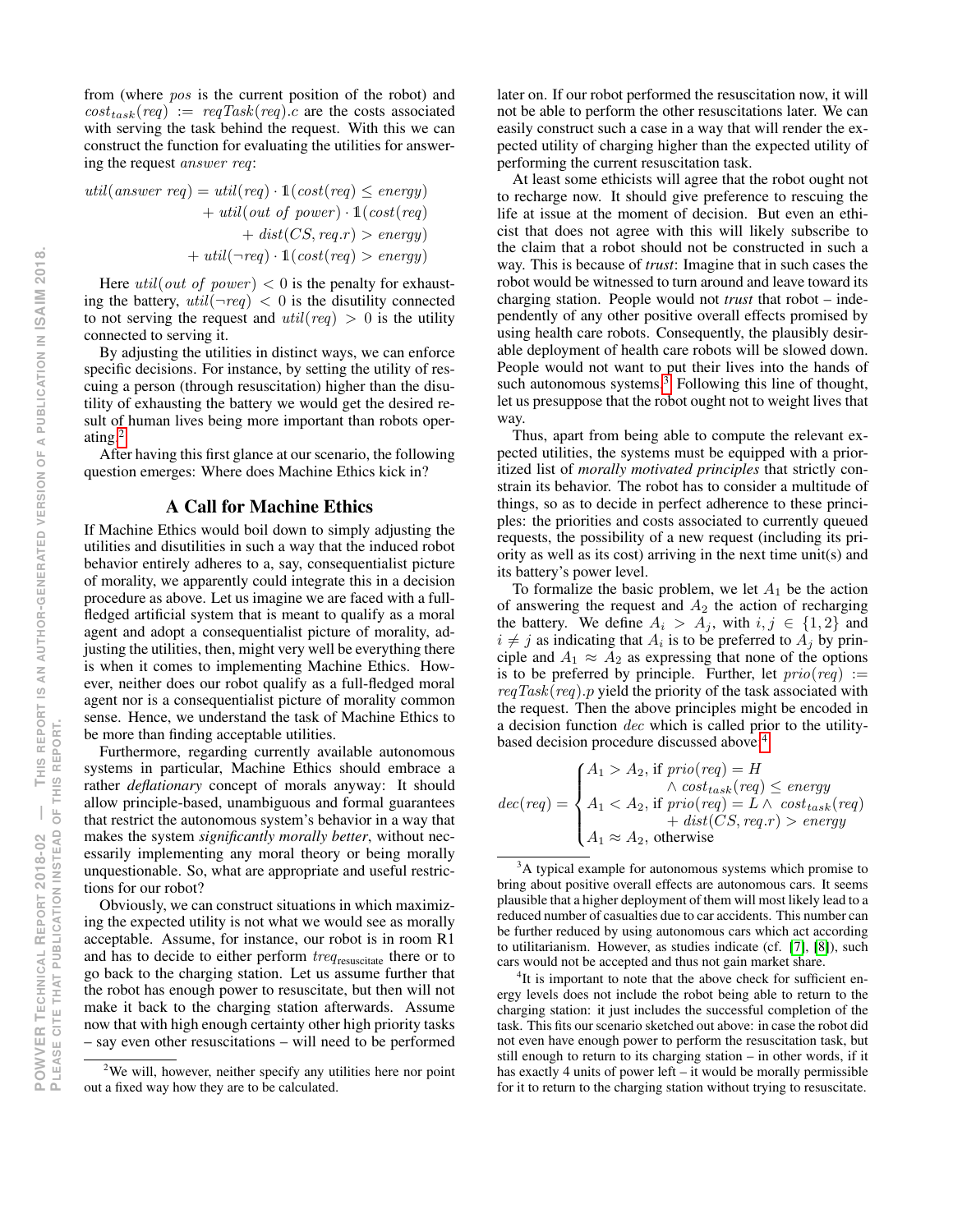from (where $pos$ is the current position of the robot) and $cost_{task}(req) := reqTask(req).c$ are the costs associated with serving the task behind the request. With this we can construct the function for evaluating the utilities for answering the request $answer\ req$:

$$
\begin{aligned}
util(answer\ req) = \ & util(req) \cdot \mathbb{1}(cost(req) \leq energy) \\
& + util(out\ of\ power) \cdot \mathbb{1}(cost(req) \\
& \quad + dist(CS, req.r) > energy) \\
& + util(\neg req) \cdot \mathbb{1}(cost(req) > energy)
\end{aligned}
$$

Here $util(out\ of\ power) < 0$ is the penalty for exhausting the battery, $util(\neg req) < 0$ is the disutility connected to not serving the request and $util(req) > 0$ is the utility connected to serving it.

By adjusting the utilities in distinct ways, we can enforce specific decisions. For instance, by setting the utility of rescuing a person (through resuscitation) higher than the disutility of exhausting the battery we would get the desired result of human lives being more important than robots operating.[2]

After having this first glance at our scenario, the following question emerges: Where does Machine Ethics kick in?

## A Call for Machine Ethics

If Machine Ethics would boil down to simply adjusting the utilities and disutilities in such a way that the induced robot behavior entirely adheres to a, say, consequentialist picture of morality, we apparently could integrate this in a decision procedure as above. Let us imagine we are faced with a full-fledged artificial system that is meant to qualify as a moral agent and adopt a consequentialist picture of morality, adjusting the utilities, then, might very well be everything there is when it comes to implementing Machine Ethics. However, neither does our robot qualify as a full-fledged moral agent nor is a consequentialist picture of morality common sense. Hence, we understand the task of Machine Ethics to be more than finding acceptable utilities.

Furthermore, regarding currently available autonomous systems in particular, Machine Ethics should embrace a rather *deflationary* concept of morals anyway: It should allow principle-based, unambiguous and formal guarantees that restrict the autonomous system's behavior in a way that makes the system *significantly morally better*, without necessarily implementing any moral theory or being morally unquestionable. So, what are appropriate and useful restrictions for our robot?

Obviously, we can construct situations in which maximizing the expected utility is not what we would see as morally acceptable. Assume, for instance, our robot is in room R1 and has to decide to either perform $treq_{\text{resuscitate}}$ there or to go back to the charging station. Let us assume further that the robot has enough power to resuscitate, but then will not make it back to the charging station afterwards. Assume now that with high enough certainty other high priority tasks – say even other resuscitations – will need to be performed later on. If our robot performed the resuscitation now, it will not be able to perform the other resuscitations later. We can easily construct such a case in a way that will render the expected utility of charging higher than the expected utility of performing the current resuscitation task.

At least some ethicists will agree that the robot ought not to recharge now. It should give preference to rescuing the life at issue at the moment of decision. But even an ethicist that does not agree with this will likely subscribe to the claim that a robot should not be constructed in such a way. This is because of *trust*: Imagine that in such cases the robot would be witnessed to turn around and leave toward its charging station. People would not *trust* that robot – independently of any other positive overall effects promised by using health care robots. Consequently, the plausibly desirable deployment of health care robots will be slowed down. People would not want to put their lives into the hands of such autonomous systems.[3] Following this line of thought, let us presuppose that the robot ought not to weight lives that way.

Thus, apart from being able to compute the relevant expected utilities, the systems must be equipped with a prioritized list of *morally motivated principles* that strictly constrain its behavior. The robot has to consider a multitude of things, so as to decide in perfect adherence to these principles: the priorities and costs associated to currently queued requests, the possibility of a new request (including its priority as well as its cost) arriving in the next time unit(s) and its battery's power level.

To formalize the basic problem, we let $A_1$ be the action of answering the request and $A_2$ the action of recharging the battery. We define $A_i > A_j$, with $i, j \in \{1, 2\}$ and $i \neq j$ as indicating that $A_i$ is to be preferred to $A_j$ by principle and $A_1 \approx A_2$ as expressing that none of the options is to be preferred by principle. Further, let $prio(req) := reqTask(req).p$ yield the priority of the task associated with the request. Then the above principles might be encoded in a decision function $dec$ which is called prior to the utility-based decision procedure discussed above.[4]

$$
dec(req) = \begin{cases}
A_1 > A_2, \text{ if } prio(req) = H \\
\qquad \wedge\ cost_{task}(req) \leq energy \\
A_1 < A_2, \text{ if } prio(req) = L \wedge\ cost_{task}(req) \\
\qquad + dist(CS, req.r) > energy \\
A_1 \approx A_2, \text{ otherwise}
\end{cases}
$$

---

[2] We will, however, neither specify any utilities here nor point out a fixed way how they are to be calculated.

[3] A typical example for autonomous systems which promise to bring about positive overall effects are autonomous cars. It seems plausible that a higher deployment of them will most likely lead to a reduced number of casualties due to car accidents. This number can be further reduced by using autonomous cars which act according to utilitarianism. However, as studies indicate (cf. [7], [8]), such cars would not be accepted and thus not gain market share.

[4] It is important to note that the above check for sufficient energy levels does not include the robot being able to return to the charging station: it just includes the successful completion of the task. This fits our scenario sketched out above: in case the robot did not even have enough power to perform the resuscitation task, but still enough to return to its charging station – in other words, if it has exactly 4 units of power left – it would be morally permissible for it to return to the charging station without trying to resuscitate.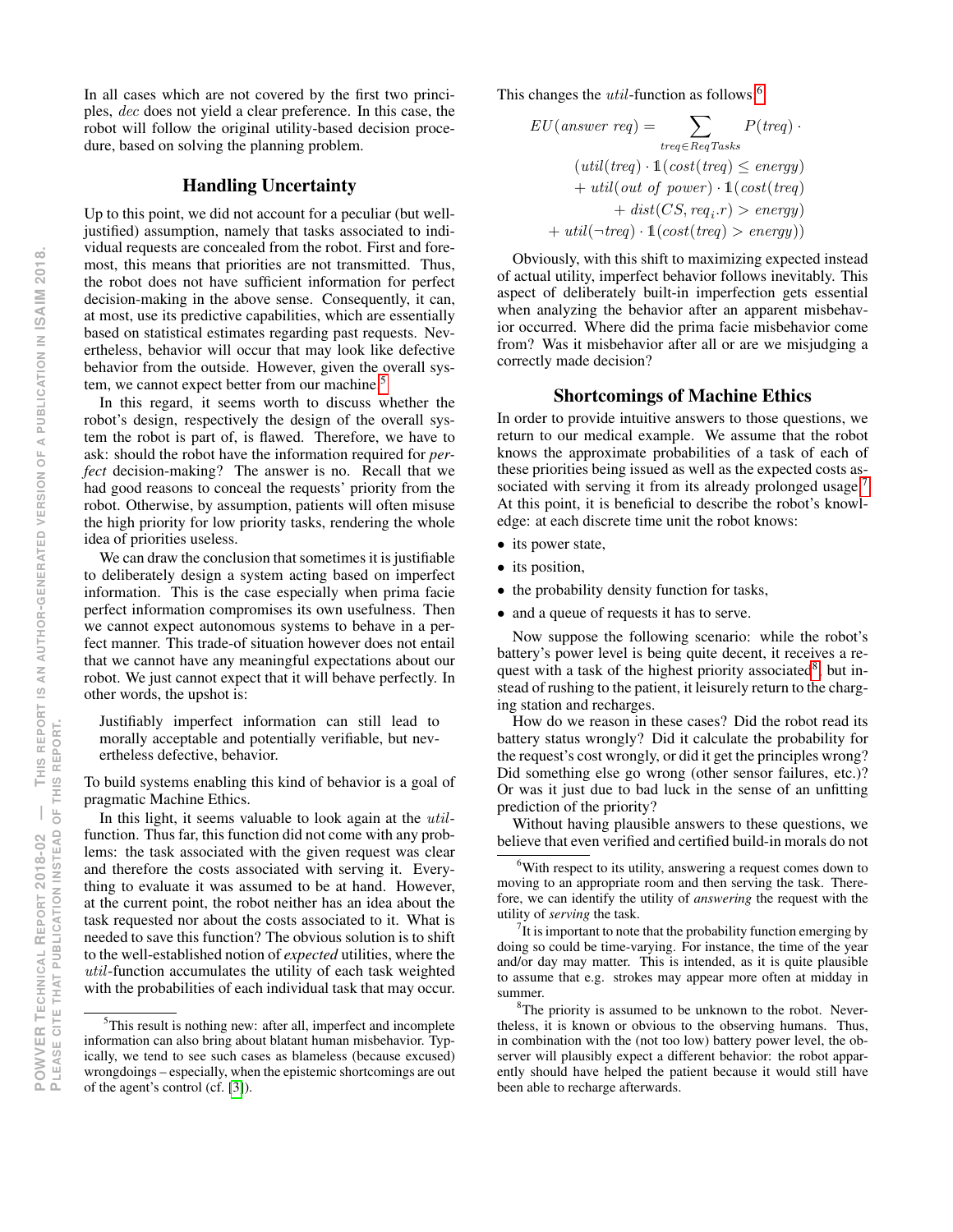In all cases which are not covered by the first two principles, $dec$ does not yield a clear preference. In this case, the robot will follow the original utility-based decision procedure, based on solving the planning problem.

## Handling Uncertainty

Up to this point, we did not account for a peculiar (but well-justified) assumption, namely that tasks associated to individual requests are concealed from the robot. First and foremost, this means that priorities are not transmitted. Thus, the robot does not have sufficient information for perfect decision-making in the above sense. Consequently, it can, at most, use its predictive capabilities, which are essentially based on statistical estimates regarding past requests. Nevertheless, behavior will occur that may look like defective behavior from the outside. However, given the overall system, we cannot expect better from our machine.[5]

In this regard, it seems worth to discuss whether the robot's design, respectively the design of the overall system the robot is part of, is flawed. Therefore, we have to ask: should the robot have the information required for *perfect* decision-making? The answer is no. Recall that we had good reasons to conceal the requests' priority from the robot. Otherwise, by assumption, patients will often misuse the high priority for low priority tasks, rendering the whole idea of priorities useless.

We can draw the conclusion that sometimes it is justifiable to deliberately design a system acting based on imperfect information. This is the case especially when prima facie perfect information compromises its own usefulness. Then we cannot expect autonomous systems to behave in a perfect manner. This trade-of situation however does not entail that we cannot have any meaningful expectations about our robot. We just cannot expect that it will behave perfectly. In other words, the upshot is:

> Justifiably imperfect information can still lead to morally acceptable and potentially verifiable, but nevertheless defective, behavior.

To build systems enabling this kind of behavior is a goal of pragmatic Machine Ethics.

In this light, it seems valuable to look again at the $util$-function. Thus far, this function did not come with any problems: the task associated with the given request was clear and therefore the costs associated with serving it. Everything to evaluate it was assumed to be at hand. However, at the current point, the robot neither has an idea about the task requested nor about the costs associated to it. What is needed to save this function? The obvious solution is to shift to the well-established notion of *expected* utilities, where the $util$-function accumulates the utility of each task weighted with the probabilities of each individual task that may occur. This changes the $util$-function as follows:[6]

$$
\begin{aligned}
EU(answer\ req) = \sum_{treq \in ReqTasks} & P(treq) \cdot \\
& (util(treq) \cdot \mathbb{1}(cost(treq) \leq energy) \\
& + util(out\ of\ power) \cdot \mathbb{1}(cost(treq) \\
& \quad + dist(CS, req_i.r) > energy) \\
& + util(\neg treq) \cdot \mathbb{1}(cost(treq) > energy))
\end{aligned}
$$

Obviously, with this shift to maximizing expected instead of actual utility, imperfect behavior follows inevitably. This aspect of deliberately built-in imperfection gets essential when analyzing the behavior after an apparent misbehavior occurred. Where did the prima facie misbehavior come from? Was it misbehavior after all or are we misjudging a correctly made decision?

## Shortcomings of Machine Ethics

In order to provide intuitive answers to those questions, we return to our medical example. We assume that the robot knows the approximate probabilities of a task of each of these priorities being issued as well as the expected costs associated with serving it from its already prolonged usage.[7] At this point, it is beneficial to describe the robot's knowledge: at each discrete time unit the robot knows:

- its power state,
- its position,
- the probability density function for tasks,
- and a queue of requests it has to serve.

Now suppose the following scenario: while the robot's battery's power level is being quite decent, it receives a request with a task of the highest priority associated[8], but instead of rushing to the patient, it leisurely return to the charging station and recharges.

How do we reason in these cases? Did the robot read its battery status wrongly? Did it calculate the probability for the request's cost wrongly, or did it get the principles wrong? Did something else go wrong (other sensor failures, etc.)? Or was it just due to bad luck in the sense of an unfitting prediction of the priority?

Without having plausible answers to these questions, we believe that even verified and certified build-in morals do not

---

[5] This result is nothing new: after all, imperfect and incomplete information can also bring about blatant human misbehavior. Typically, we tend to see such cases as blameless (because excused) wrongdoings – especially, when the epistemic shortcomings are out of the agent's control (cf. [3]).

[6] With respect to its utility, answering a request comes down to moving to an appropriate room and then serving the task. Therefore, we can identify the utility of *answering* the request with the utility of *serving* the task.

[7] It is important to note that the probability function emerging by doing so could be time-varying. For instance, the time of the year and/or day may matter. This is intended, as it is quite plausible to assume that e.g. strokes may appear more often at midday in summer.

[8] The priority is assumed to be unknown to the robot. Nevertheless, it is known or obvious to the observing humans. Thus, in combination with the (not too low) battery power level, the observer will plausibly expect a different behavior: the robot apparently should have helped the patient because it would still have been able to recharge afterwards.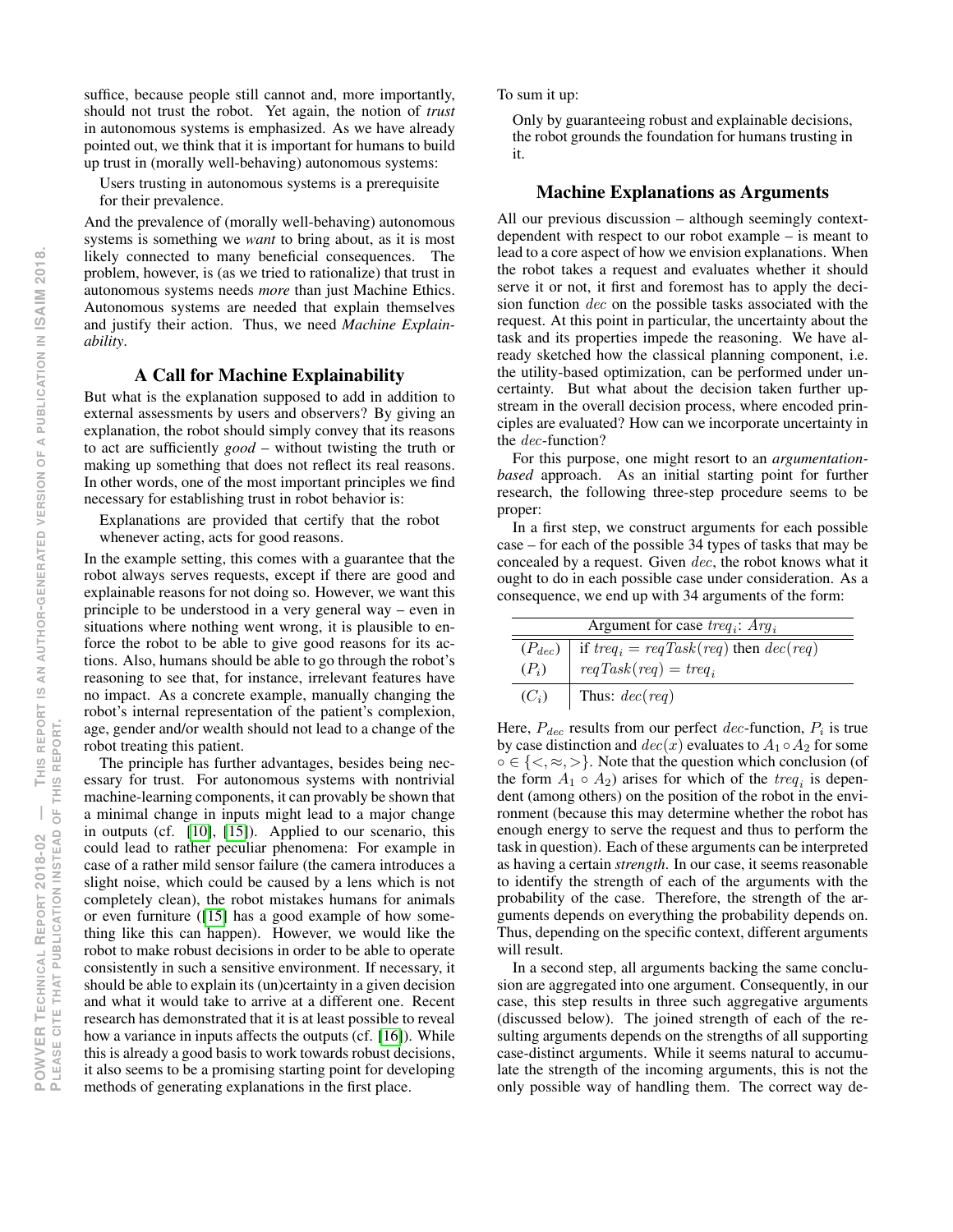suffice, because people still cannot and, more importantly, should not trust the robot. Yet again, the notion of *trust* in autonomous systems is emphasized. As we have already pointed out, we think that it is important for humans to build up trust in (morally well-behaving) autonomous systems:

> Users trusting in autonomous systems is a prerequisite for their prevalence.

And the prevalence of (morally well-behaving) autonomous systems is something we *want* to bring about, as it is most likely connected to many beneficial consequences. The problem, however, is (as we tried to rationalize) that trust in autonomous systems needs *more* than just Machine Ethics. Autonomous systems are needed that explain themselves and justify their action. Thus, we need *Machine Explainability*.

## A Call for Machine Explainability

But what is the explanation supposed to add in addition to external assessments by users and observers? By giving an explanation, the robot should simply convey that its reasons to act are sufficiently *good* – without twisting the truth or making up something that does not reflect its real reasons. In other words, one of the most important principles we find necessary for establishing trust in robot behavior is:

> Explanations are provided that certify that the robot whenever acting, acts for good reasons.

In the example setting, this comes with a guarantee that the robot always serves requests, except if there are good and explainable reasons for not doing so. However, we want this principle to be understood in a very general way – even in situations where nothing went wrong, it is plausible to enforce the robot to be able to give good reasons for its actions. Also, humans should be able to go through the robot's reasoning to see that, for instance, irrelevant features have no impact. As a concrete example, manually changing the robot's internal representation of the patient's complexion, age, gender and/or wealth should not lead to a change of the robot treating this patient.

The principle has further advantages, besides being necessary for trust. For autonomous systems with nontrivial machine-learning components, it can provably be shown that a minimal change in inputs might lead to a major change in outputs (cf. [10], [15]). Applied to our scenario, this could lead to rather peculiar phenomena: For example in case of a rather mild sensor failure (the camera introduces a slight noise, which could be caused by a lens which is not completely clean), the robot mistakes humans for animals or even furniture ([15] has a good example of how something like this can happen). However, we would like the robot to make robust decisions in order to be able to operate consistently in such a sensitive environment. If necessary, it should be able to explain its (un)certainty in a given decision and what it would take to arrive at a different one. Recent research has demonstrated that it is at least possible to reveal how a variance in inputs affects the outputs (cf. [16]). While this is already a good basis to work towards robust decisions, it also seems to be a promising starting point for developing methods of generating explanations in the first place.

To sum it up:

> Only by guaranteeing robust and explainable decisions, the robot grounds the foundation for humans trusting in it.

## Machine Explanations as Arguments

All our previous discussion – although seemingly context-dependent with respect to our robot example – is meant to lead to a core aspect of how we envision explanations. When the robot takes a request and evaluates whether it should serve it or not, it first and foremost has to apply the decision function $dec$ on the possible tasks associated with the request. At this point in particular, the uncertainty about the task and its properties impede the reasoning. We have already sketched how the classical planning component, i.e. the utility-based optimization, can be performed under uncertainty. But what about the decision taken further upstream in the overall decision process, where encoded principles are evaluated? How can we incorporate uncertainty in the $dec$-function?

For this purpose, one might resort to an *argumentation-based* approach. As an initial starting point for further research, the following three-step procedure seems to be proper:

In a first step, we construct arguments for each possible case – for each of the possible 34 types of tasks that may be concealed by a request. Given $dec$, the robot knows what it ought to do in each possible case under consideration. As a consequence, we end up with 34 arguments of the form:

| Argument for case $treq_i$: $Arg_i$ | |
|---|---|
| $(P_{dec})$ | if $treq_i = reqTask(req)$ then $dec(req)$ |
| $(P_i)$ | $reqTask(req) = treq_i$ |
| $(C_i)$ | Thus: $dec(req)$ |

Here, $P_{dec}$ results from our perfect $dec$-function, $P_i$ is true by case distinction and $dec(x)$ evaluates to $A_1 \circ A_2$ for some $\circ \in \{<, \approx, >\}$. Note that the question which conclusion (of the form $A_1 \circ A_2$) arises for which of the $treq_i$ is dependent (among others) on the position of the robot in the environment (because this may determine whether the robot has enough energy to serve the request and thus to perform the task in question). Each of these arguments can be interpreted as having a certain *strength*. In our case, it seems reasonable to identify the strength of each of the arguments with the probability of the case. Therefore, the strength of the arguments depends on everything the probability depends on. Thus, depending on the specific context, different arguments will result.

In a second step, all arguments backing the same conclusion are aggregated into one argument. Consequently, in our case, this step results in three such aggregative arguments (discussed below). The joined strength of each of the resulting arguments depends on the strengths of all supporting case-distinct arguments. While it seems natural to accumulate the strength of the incoming arguments, this is not the only possible way of handling them. The correct way de-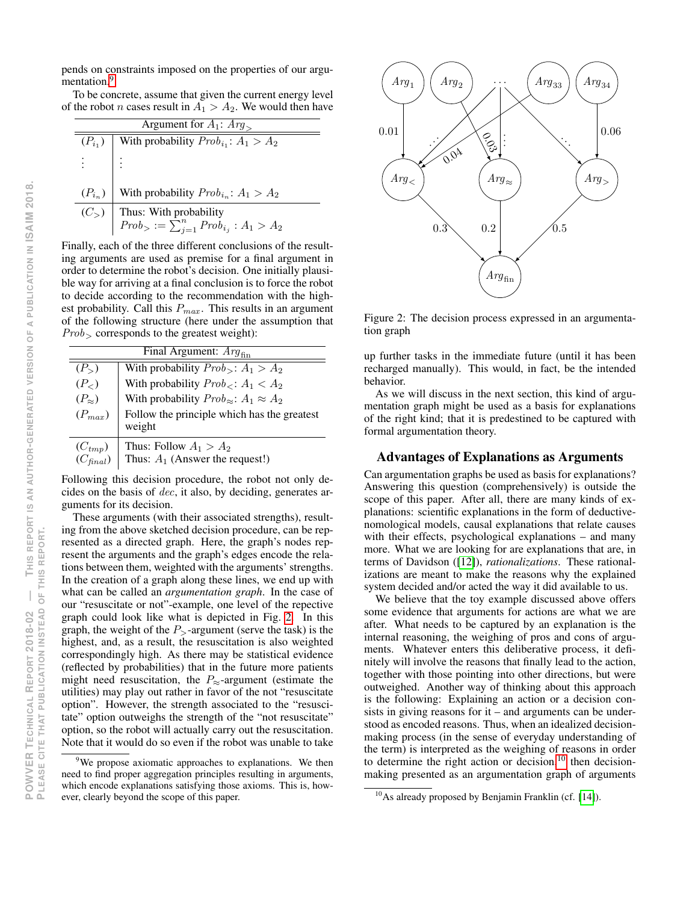pends on constraints imposed on the properties of our argumentation.[9]

To be concrete, assume that given the current energy level of the robot $n$ cases result in $A_1 > A_2$. We would then have

| | Argument for $A_1$: $Arg_>$ |
|---|---|
| $(P_{i_1})$ | With probability $Prob_{i_1}$: $A_1 > A_2$ |
| $\vdots$ | $\vdots$ |
| $(P_{i_n})$ | With probability $Prob_{i_n}$: $A_1 > A_2$ |
| $(C_>)$ | Thus: With probability $Prob_> := \sum_{j=1}^{n} Prob_{i_j} : A_1 > A_2$ |

Finally, each of the three different conclusions of the resulting arguments are used as premise for a final argument in order to determine the robot's decision. One initially plausible way for arriving at a final conclusion is to force the robot to decide according to the recommendation with the highest probability. Call this $P_{max}$. This results in an argument of the following structure (here under the assumption that $Prob_>$ corresponds to the greatest weight):

| | Final Argument: $Arg_{\text{fin}}$ |
|---|---|
| $(P_>)$ | With probability $Prob_>$: $A_1 > A_2$ |
| $(P_<)$ | With probability $Prob_<$: $A_1 < A_2$ |
| $(P_\approx)$ | With probability $Prob_\approx$: $A_1 \approx A_2$ |
| $(P_{max})$ | Follow the principle which has the greatest weight |
| $(C_{tmp})$ | Thus: Follow $A_1 > A_2$ |
| $(C_{final})$ | Thus: $A_1$ (Answer the request!) |

Following this decision procedure, the robot not only decides on the basis of *dec*, it also, by deciding, generates arguments for its decision.

These arguments (with their associated strengths), resulting from the above sketched decision procedure, can be represented as a directed graph. Here, the graph's nodes represent the arguments and the graph's edges encode the relations between them, weighted with the arguments' strengths. In the creation of a graph along these lines, we end up with what can be called an *argumentation graph*. In the case of our "resuscitate or not"-example, one level of the repective graph could look like what is depicted in Fig. 2. In this graph, the weight of the $P_>$-argument (serve the task) is the highest, and, as a result, the resuscitation is also weighted correspondingly high. As there may be statistical evidence (reflected by probabilities) that in the future more patients might need resuscitation, the $P_\approx$-argument (estimate the utilities) may play out rather in favor of the not "resuscitate option". However, the strength associated to the "resuscitate" option outweighs the strength of the "not resuscitate" option, so the robot will actually carry out the resuscitation. Note that it would do so even if the robot was unable to take up further tasks in the immediate future (until it has been recharged manually). This would, in fact, be the intended behavior.

Figure 2: The decision process expressed in an argumentation graph

As we will discuss in the next section, this kind of argumentation graph might be used as a basis for explanations of the right kind; that it is predestined to be captured with formal argumentation theory.

## Advantages of Explanations as Arguments

Can argumentation graphs be used as basis for explanations? Answering this question (comprehensively) is outside the scope of this paper. After all, there are many kinds of explanations: scientific explanations in the form of deductive-nomological models, causal explanations that relate causes with their effects, psychological explanations – and many more. What we are looking for are explanations that are, in terms of Davidson ([12]), *rationalizations*. These rationalizations are meant to make the reasons why the explained system decided and/or acted the way it did available to us.

We believe that the toy example discussed above offers some evidence that arguments for actions are what we are after. What needs to be captured by an explanation is the internal reasoning, the weighing of pros and cons of arguments. Whatever enters this deliberative process, it definitely will involve the reasons that finally lead to the action, together with those pointing into other directions, but were outweighed. Another way of thinking about this approach is the following: Explaining an action or a decision consists in giving reasons for it – and arguments can be understood as encoded reasons. Thus, when an idealized decision-making process (in the sense of everyday understanding of the term) is interpreted as the weighing of reasons in order to determine the right action or decision,[10] then decision-making presented as an argumentation graph of arguments

[9] We propose axiomatic approaches to explanations. We then need to find proper aggregation principles resulting in arguments, which encode explanations satisfying those axioms. This is, however, clearly beyond the scope of this paper.

[10] As already proposed by Benjamin Franklin (cf. [14]).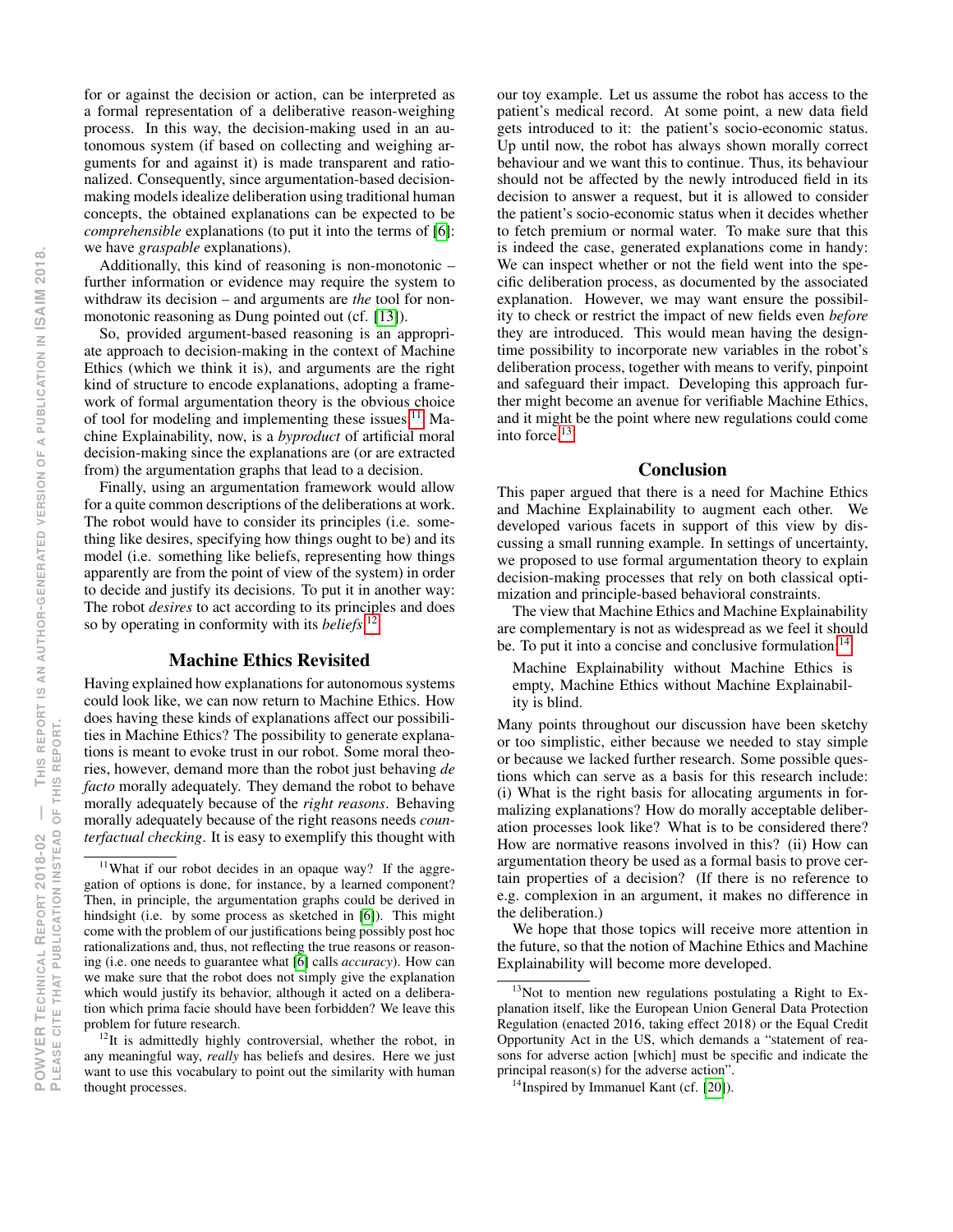for or against the decision or action, can be interpreted as a formal representation of a deliberative reason-weighing process. In this way, the decision-making used in an autonomous system (if based on collecting and weighing arguments for and against it) is made transparent and rationalized. Consequently, since argumentation-based decision-making models idealize deliberation using traditional human concepts, the obtained explanations can be expected to be *comprehensible* explanations (to put it into the terms of [6]: we have *graspable* explanations).

Additionally, this kind of reasoning is non-monotonic – further information or evidence may require the system to withdraw its decision – and arguments are *the* tool for non-monotonic reasoning as Dung pointed out (cf. [13]).

So, provided argument-based reasoning is an appropriate approach to decision-making in the context of Machine Ethics (which we think it is), and arguments are the right kind of structure to encode explanations, adopting a framework of formal argumentation theory is the obvious choice of tool for modeling and implementing these issues.[11] Machine Explainability, now, is a *byproduct* of artificial moral decision-making since the explanations are (or are extracted from) the argumentation graphs that lead to a decision.

Finally, using an argumentation framework would allow for a quite common descriptions of the deliberations at work. The robot would have to consider its principles (i.e. something like desires, specifying how things ought to be) and its model (i.e. something like beliefs, representing how things apparently are from the point of view of the system) in order to decide and justify its decisions. To put it in another way: The robot *desires* to act according to its principles and does so by operating in conformity with its *beliefs*.[12]

## Machine Ethics Revisited

Having explained how explanations for autonomous systems could look like, we can now return to Machine Ethics. How does having these kinds of explanations affect our possibilities in Machine Ethics? The possibility to generate explanations is meant to evoke trust in our robot. Some moral theories, however, demand more than the robot just behaving *de facto* morally adequately. They demand the robot to behave morally adequately because of the *right reasons*. Behaving morally adequately because of the right reasons needs *counterfactual checking*. It is easy to exemplify this thought with our toy example. Let us assume the robot has access to the patient's medical record. At some point, a new data field gets introduced to it: the patient's socio-economic status. Up until now, the robot has always shown morally correct behaviour and we want this to continue. Thus, its behaviour should not be affected by the newly introduced field in its decision to answer a request, but it is allowed to consider the patient's socio-economic status when it decides whether to fetch premium or normal water. To make sure that this is indeed the case, generated explanations come in handy: We can inspect whether or not the field went into the specific deliberation process, as documented by the associated explanation. However, we may want ensure the possibility to check or restrict the impact of new fields even *before* they are introduced. This would mean having the design-time possibility to incorporate new variables in the robot's deliberation process, together with means to verify, pinpoint and safeguard their impact. Developing this approach further might become an avenue for verifiable Machine Ethics, and it might be the point where new regulations could come into force.[13]

## Conclusion

This paper argued that there is a need for Machine Ethics and Machine Explainability to augment each other. We developed various facets in support of this view by discussing a small running example. In settings of uncertainty, we proposed to use formal argumentation theory to explain decision-making processes that rely on both classical optimization and principle-based behavioral constraints.

The view that Machine Ethics and Machine Explainability are complementary is not as widespread as we feel it should be. To put it into a concise and conclusive formulation:[14]

> Machine Explainability without Machine Ethics is empty, Machine Ethics without Machine Explainability is blind.

Many points throughout our discussion have been sketchy or too simplistic, either because we needed to stay simple or because we lacked further research. Some possible questions which can serve as a basis for this research include: (i) What is the right basis for allocating arguments in formalizing explanations? How do morally acceptable deliberation processes look like? What is to be considered there? How are normative reasons involved in this? (ii) How can argumentation theory be used as a formal basis to prove certain properties of a decision? (If there is no reference to e.g. complexion in an argument, it makes no difference in the deliberation.)

We hope that those topics will receive more attention in the future, so that the notion of Machine Ethics and Machine Explainability will become more developed.

---

[11] What if our robot decides in an opaque way? If the aggregation of options is done, for instance, by a learned component? Then, in principle, the argumentation graphs could be derived in hindsight (i.e. by some process as sketched in [6]). This might come with the problem of our justifications being possibly post hoc rationalizations and, thus, not reflecting the true reasons or reasoning (i.e. one needs to guarantee what [6] calls *accuracy*). How can we make sure that the robot does not simply give the explanation which would justify its behaviour, although it acted on a deliberation which prima facie should have been forbidden? We leave this problem for future research.

[12] It is admittedly highly controversial, whether the robot, in any meaningful way, *really* has beliefs and desires. Here we just want to use this vocabulary to point out the similarity with human thought processes.

[13] Not to mention new regulations postulating a Right to Explanation itself, like the European Union General Data Protection Regulation (enacted 2016, taking effect 2018) or the Equal Credit Opportunity Act in the US, which demands a "statement of reasons for adverse action [which] must be specific and indicate the principal reason(s) for the adverse action".

[14] Inspired by Immanuel Kant (cf. [20]).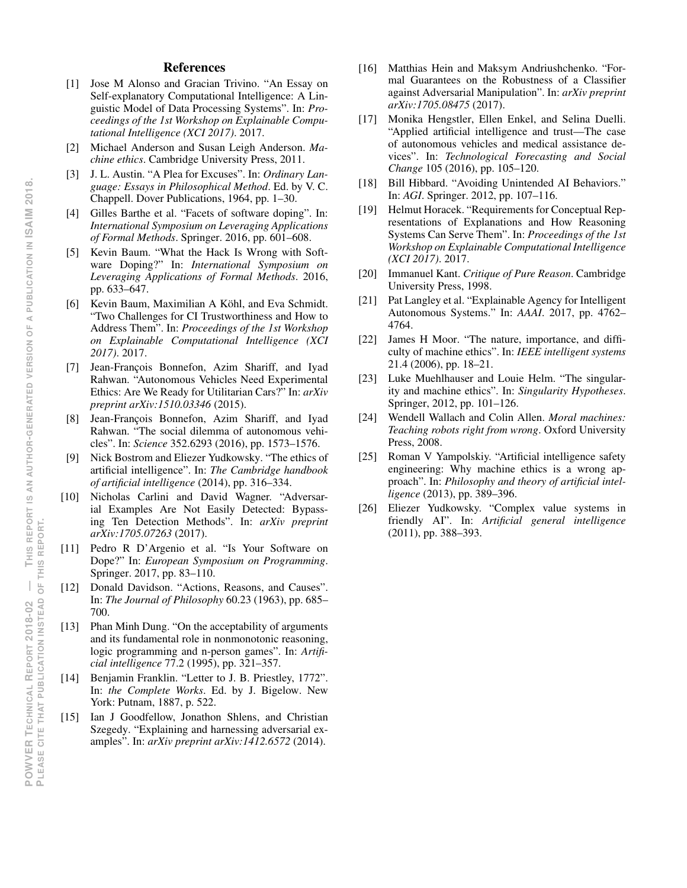## References

[1] Jose M Alonso and Gracian Trivino. "An Essay on Self-explanatory Computational Intelligence: A Linguistic Model of Data Processing Systems". In: *Proceedings of the 1st Workshop on Explainable Computational Intelligence (XCI 2017)*. 2017.

[2] Michael Anderson and Susan Leigh Anderson. *Machine ethics*. Cambridge University Press, 2011.

[3] J. L. Austin. "A Plea for Excuses". In: *Ordinary Language: Essays in Philosophical Method*. Ed. by V. C. Chappell. Dover Publications, 1964, pp. 1–30.

[4] Gilles Barthe et al. "Facets of software doping". In: *International Symposium on Leveraging Applications of Formal Methods*. Springer. 2016, pp. 601–608.

[5] Kevin Baum. "What the Hack Is Wrong with Software Doping?" In: *International Symposium on Leveraging Applications of Formal Methods*. 2016, pp. 633–647.

[6] Kevin Baum, Maximilian A Köhl, and Eva Schmidt. "Two Challenges for CI Trustworthiness and How to Address Them". In: *Proceedings of the 1st Workshop on Explainable Computational Intelligence (XCI 2017)*. 2017.

[7] Jean-François Bonnefon, Azim Shariff, and Iyad Rahwan. "Autonomous Vehicles Need Experimental Ethics: Are We Ready for Utilitarian Cars?" In: *arXiv preprint arXiv:1510.03346* (2015).

[8] Jean-François Bonnefon, Azim Shariff, and Iyad Rahwan. "The social dilemma of autonomous vehicles". In: *Science* 352.6293 (2016), pp. 1573–1576.

[9] Nick Bostrom and Eliezer Yudkowsky. "The ethics of artificial intelligence". In: *The Cambridge handbook of artificial intelligence* (2014), pp. 316–334.

[10] Nicholas Carlini and David Wagner. "Adversarial Examples Are Not Easily Detected: Bypassing Ten Detection Methods". In: *arXiv preprint arXiv:1705.07263* (2017).

[11] Pedro R D'Argenio et al. "Is Your Software on Dope?" In: *European Symposium on Programming*. Springer. 2017, pp. 83–110.

[12] Donald Davidson. "Actions, Reasons, and Causes". In: *The Journal of Philosophy* 60.23 (1963), pp. 685–700.

[13] Phan Minh Dung. "On the acceptability of arguments and its fundamental role in nonmonotonic reasoning, logic programming and n-person games". In: *Artificial intelligence* 77.2 (1995), pp. 321–357.

[14] Benjamin Franklin. "Letter to J. B. Priestley, 1772". In: *the Complete Works*. Ed. by J. Bigelow. New York: Putnam, 1887, p. 522.

[15] Ian J Goodfellow, Jonathon Shlens, and Christian Szegedy. "Explaining and harnessing adversarial examples". In: *arXiv preprint arXiv:1412.6572* (2014).

[16] Matthias Hein and Maksym Andriushchenko. "Formal Guarantees on the Robustness of a Classifier against Adversarial Manipulation". In: *arXiv preprint arXiv:1705.08475* (2017).

[17] Monika Hengstler, Ellen Enkel, and Selina Duelli. "Applied artificial intelligence and trust—The case of autonomous vehicles and medical assistance devices". In: *Technological Forecasting and Social Change* 105 (2016), pp. 105–120.

[18] Bill Hibbard. "Avoiding Unintended AI Behaviors." In: *AGI*. Springer. 2012, pp. 107–116.

[19] Helmut Horacek. "Requirements for Conceptual Representations of Explanations and How Reasoning Systems Can Serve Them". In: *Proceedings of the 1st Workshop on Explainable Computational Intelligence (XCI 2017)*. 2017.

[20] Immanuel Kant. *Critique of Pure Reason*. Cambridge University Press, 1998.

[21] Pat Langley et al. "Explainable Agency for Intelligent Autonomous Systems." In: *AAAI*. 2017, pp. 4762–4764.

[22] James H Moor. "The nature, importance, and difficulty of machine ethics". In: *IEEE intelligent systems* 21.4 (2006), pp. 18–21.

[23] Luke Muehlhauser and Louie Helm. "The singularity and machine ethics". In: *Singularity Hypotheses*. Springer, 2012, pp. 101–126.

[24] Wendell Wallach and Colin Allen. *Moral machines: Teaching robots right from wrong*. Oxford University Press, 2008.

[25] Roman V Yampolskiy. "Artificial intelligence safety engineering: Why machine ethics is a wrong approach". In: *Philosophy and theory of artificial intelligence* (2013), pp. 389–396.

[26] Eliezer Yudkowsky. "Complex value systems in friendly AI". In: *Artificial general intelligence* (2011), pp. 388–393.